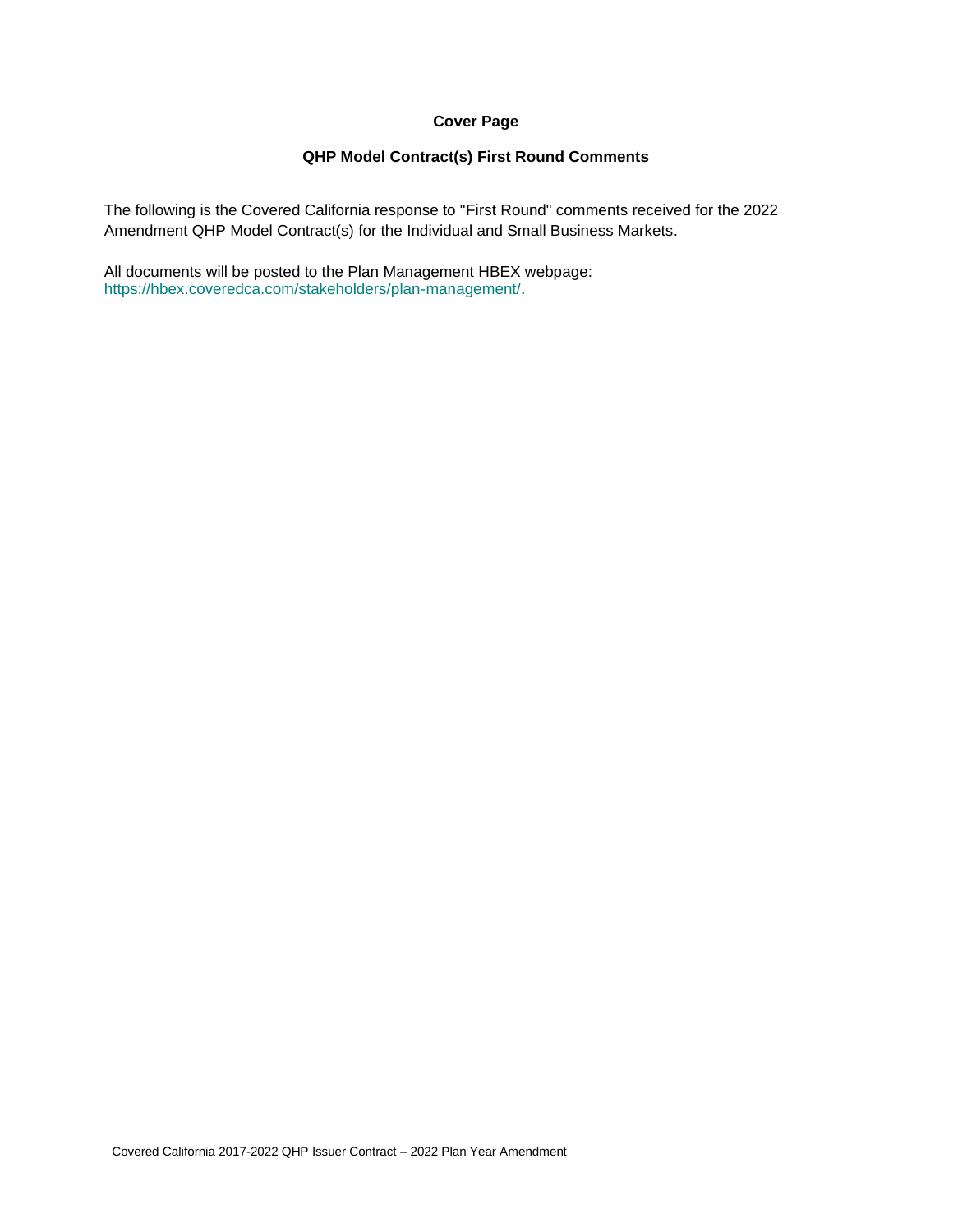# Cover Page

## QHP Model Contract(s) First Round Comments

The following is the Covered California response to "First Round" comments received for the 2022 Amendment QHP Model Contract(s) for the Individual and Small Business Markets.

All documents will be posted to the Plan Management HBEX webpage: https://hbex.coveredca.com/stakeholders/plan-management/.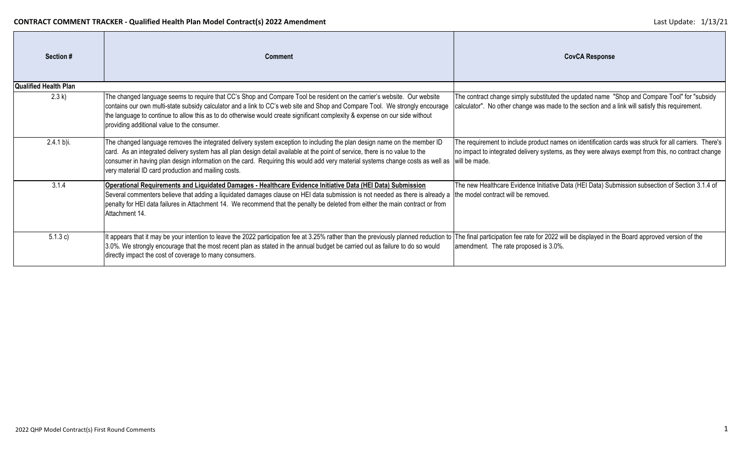**CONTRACT COMMENT TRACKER - Qualified Health Plan Model Contract(s) 2022 Amendment**

Last Update: 1/13/21

| Section # | Comment | CovCA Response |
|---|---|---|
| **Qualified Health Plan** | | |
| 2.3 k) | The changed language seems to require that CC's Shop and Compare Tool be resident on the carrier's website. Our website contains our own multi-state subsidy calculator and a link to CC's web site and Shop and Compare Tool. We strongly encourage the language to continue to allow this as to do otherwise would create significant complexity & expense on our side without providing additional value to the consumer. | The contract change simply substituted the updated name "Shop and Compare Tool" for "subsidy calculator". No other change was made to the section and a link will satisfy this requirement. |
| 2.4.1 b)i. | The changed language removes the integrated delivery system exception to including the plan design name on the member ID card. As an integrated delivery system has all plan design detail available at the point of service, there is no value to the consumer in having plan design information on the card. Requiring this would add very material systems change costs as well as very material ID card production and mailing costs. | The requirement to include product names on identification cards was struck for all carriers. There's no impact to integrated delivery systems, as they were always exempt from this, no contract change will be made. |
| 3.1.4 | **Operational Requirements and Liquidated Damages - Healthcare Evidence Initiative Data (HEI Data) Submission** Several commenters believe that adding a liquidated damages clause on HEI data submission is not needed as there is already a penalty for HEI data failures in Attachment 14. We recommend that the penalty be deleted from either the main contract or from Attachment 14. | The new Healthcare Evidence Initiative Data (HEI Data) Submission subsection of Section 3.1.4 of the model contract will be removed. |
| 5.1.3 c) | It appears that it may be your intention to leave the 2022 participation fee at 3.25% rather than the previously planned reduction to 3.0%. We strongly encourage that the most recent plan as stated in the annual budget be carried out as failure to do so would directly impact the cost of coverage to many consumers. | The final participation fee rate for 2022 will be displayed in the Board approved version of the amendment. The rate proposed is 3.0%. |